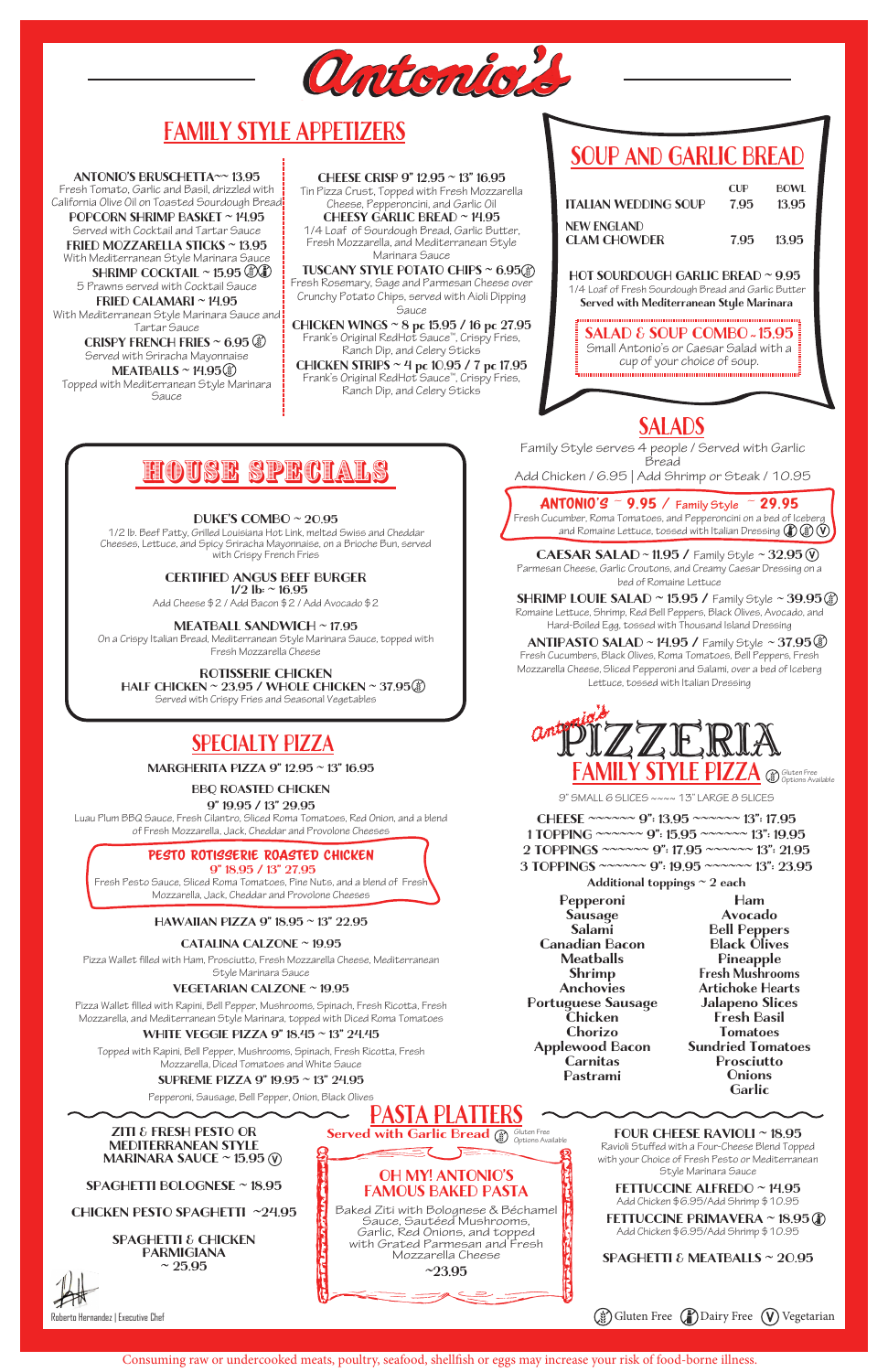# Antonio's

## FAMILY STYLE APPETIZERS

**ANTONIO'S BRUSCHETTA ~ 13.95**
Fresh Tomato, Garlic and Basil, drizzled with California Olive Oil on Toasted Sourdough Bread

**POPCORN SHRIMP BASKET ~ 14.95**
Served with Cocktail and Tartar Sauce

**FRIED MOZZARELLA STICKS ~ 13.95**
With Mediterranean Style Marinara Sauce

**SHRIMP COCKTAIL ~ 15.95** (GF) (DF)
5 Prawns served with Cocktail Sauce

**FRIED CALAMARI ~ 14.95**
With Mediterranean Style Marinara Sauce and Tartar Sauce

**CRISPY FRENCH FRIES ~ 6.95** (GF)
Served with Sriracha Mayonnaise

**MEATBALLS ~ 14.95** (GF)
Topped with Mediterranean Style Marinara Sauce

**CHEESE CRISP 9" 12.95 ~ 13" 16.95**
Tin Pizza Crust, Topped with Fresh Mozzarella Cheese, Pepperoncini, and Garlic Oil

**CHEESY GARLIC BREAD ~ 14.95**
1/4 Loaf of Sourdough Bread, Garlic Butter, Fresh Mozzarella, and Mediterranean Style Marinara Sauce

**TUSCANY STYLE POTATO CHIPS ~ 6.95** (GF)
Fresh Rosemary, Sage and Parmesan Cheese over Crunchy Potato Chips, served with Aioli Dipping Sauce

**CHICKEN WINGS ~ 8 pc 15.95 / 16 pc 27.95**
Frank's Original RedHot Sauce™, Crispy Fries, Ranch Dip, and Celery Sticks

**CHICKEN STRIPS ~ 4 pc 10.95 / 7 pc 17.95**
Frank's Original RedHot Sauce™, Crispy Fries, Ranch Dip, and Celery Sticks

## SOUP AND GARLIC BREAD

| | CUP | BOWL |
|---|---|---|
| ITALIAN WEDDING SOUP | 7.95 | 13.95 |
| NEW ENGLAND CLAM CHOWDER | 7.95 | 13.95 |

**HOT SOURDOUGH GARLIC BREAD ~ 9.95**
1/4 Loaf of Fresh Sourdough Bread and Garlic Butter
**Served with Mediterranean Style Marinara**

**SALAD & SOUP COMBO ~ 15.95**
Small Antonio's or Caesar Salad with a cup of your choice of soup.

## HOUSE SPECIALS

**DUKE'S COMBO ~ 20.95**
1/2 lb. Beef Patty, Grilled Louisiana Hot Link, melted Swiss and Cheddar Cheeses, Lettuce, and Spicy Sriracha Mayonnaise, on a Brioche Bun, served with Crispy French Fries

**CERTIFIED ANGUS BEEF BURGER**
**1/2 lb. ~ 16.95**
Add Cheese $2 / Add Bacon $2 / Add Avocado $2

**MEATBALL SANDWICH ~ 17.95**
On a Crispy Italian Bread, Mediterranean Style Marinara Sauce, topped with Fresh Mozzarella Cheese

**ROTISSERIE CHICKEN**
**HALF CHICKEN ~ 23.95 / WHOLE CHICKEN ~ 37.95** (GF)
Served with Crispy Fries and Seasonal Vegetables

## SALADS

Family Style serves 4 people / Served with Garlic Bread
Add Chicken / 6.95 | Add Shrimp or Steak / 10.95

**ANTONIO'S ~ 9.95 / Family Style ~ 29.95**
Fresh Cucumber, Roma Tomatoes, and Pepperoncini on a bed of Iceberg and Romaine Lettuce, tossed with Italian Dressing (DF) (GF) (V)

**CAESAR SALAD ~ 11.95 / Family Style ~ 32.95** (V)
Parmesan Cheese, Garlic Croutons, and Creamy Caesar Dressing on a bed of Romaine Lettuce

**SHRIMP LOUIE SALAD ~ 15.95 / Family Style ~ 39.95** (GF)
Romaine Lettuce, Shrimp, Red Bell Peppers, Black Olives, Avocado, and Hard-Boiled Egg, tossed with Thousand Island Dressing

**ANTIPASTO SALAD ~ 14.95 / Family Style ~ 37.95** (GF)
Fresh Cucumbers, Black Olives, Roma Tomatoes, Bell Peppers, Fresh Mozzarella Cheese, Sliced Pepperoni and Salami, over a bed of Iceberg Lettuce, tossed with Italian Dressing

## SPECIALTY PIZZA

**MARGHERITA PIZZA 9" 12.95 ~ 13" 16.95**

**BBQ ROASTED CHICKEN**
**9" 19.95 / 13" 29.95**
Luau Plum BBQ Sauce, Fresh Cilantro, Sliced Roma Tomatoes, Red Onion, and a blend of Fresh Mozzarella, Jack, Cheddar and Provolone Cheeses

**PESTO ROTISSERIE ROASTED CHICKEN**
**9" 18.95 / 13" 27.95**
Fresh Pesto Sauce, Sliced Roma Tomatoes, Pine Nuts, and a blend of Fresh Mozzarella, Jack, Cheddar and Provolone Cheeses

**HAWAIIAN PIZZA 9" 18.95 ~ 13" 22.95**

**CATALINA CALZONE ~ 19.95**
Pizza Wallet filled with Ham, Prosciutto, Fresh Mozzarella Cheese, Mediterranean Style Marinara Sauce

**VEGETARIAN CALZONE ~ 19.95**
Pizza Wallet filled with Rapini, Bell Pepper, Mushrooms, Spinach, Fresh Ricotta, Fresh Mozzarella, and Mediterranean Style Marinara, topped with Diced Roma Tomatoes

**WHITE VEGGIE PIZZA 9" 18.45 ~ 13" 24.45**
Topped with Rapini, Bell Pepper, Mushrooms, Spinach, Fresh Ricotta, Fresh Mozzarella, Diced Tomatoes and White Sauce

**SUPREME PIZZA 9" 19.95 ~ 13" 24.95**
Pepperoni, Sausage, Bell Pepper, Onion, Black Olives

## Antonio's PIZZERIA — FAMILY STYLE PIZZA

(GF) Gluten Free Options Available

9" SMALL 6 SLICES ~~~~ 13" LARGE 8 SLICES

| | 9" | 13" |
|---|---|---|
| CHEESE | 13.95 | 17.95 |
| 1 TOPPING | 15.95 | 19.95 |
| 2 TOPPINGS | 17.95 | 21.95 |
| 3 TOPPINGS | 19.95 | 23.95 |

**Additional toppings ~ 2 each**

- Pepperoni
- Sausage
- Salami
- Canadian Bacon
- Meatballs
- Shrimp
- Anchovies
- Portuguese Sausage
- Chicken
- Chorizo
- Applewood Bacon
- Carnitas
- Pastrami
- Ham
- Avocado
- Bell Peppers
- Black Olives
- Pineapple
- Fresh Mushrooms
- Artichoke Hearts
- Jalapeno Slices
- Fresh Basil
- Tomatoes
- Sundried Tomatoes
- Prosciutto
- Onions
- Garlic

## PASTA PLATTERS

**Served with Garlic Bread** (GF) Gluten Free Options Available

**ZITI & FRESH PESTO OR MEDITERRANEAN STYLE MARINARA SAUCE ~ 15.95** (V)

**SPAGHETTI BOLOGNESE ~ 18.95**

**CHICKEN PESTO SPAGHETTI ~24.95**

**SPAGHETTI & CHICKEN PARMIGIANA ~ 25.95**

**OH MY! ANTONIO'S FAMOUS BAKED PASTA**
Baked Ziti with Bolognese & Béchamel Sauce, Sautéed Mushrooms, Garlic, Red Onions, and topped with Grated Parmesan and Fresh Mozzarella Cheese
**~23.95**

**FOUR CHEESE RAVIOLI ~ 18.95**
Ravioli Stuffed with a Four-Cheese Blend Topped with your Choice of Fresh Pesto or Mediterranean Style Marinara Sauce

**FETTUCCINE ALFREDO ~ 14.95**
Add Chicken $6.95/Add Shrimp $10.95

**FETTUCCINE PRIMAVERA ~ 18.95** (GF)
Add Chicken $6.95/Add Shrimp $10.95

**SPAGHETTI & MEATBALLS ~ 20.95**

Roberto Hernandez | Executive Chef

(GF) Gluten Free (DF) Dairy Free (V) Vegetarian

Consuming raw or undercooked meats, poultry, seafood, shellfish or eggs may increase your risk of food-borne illness.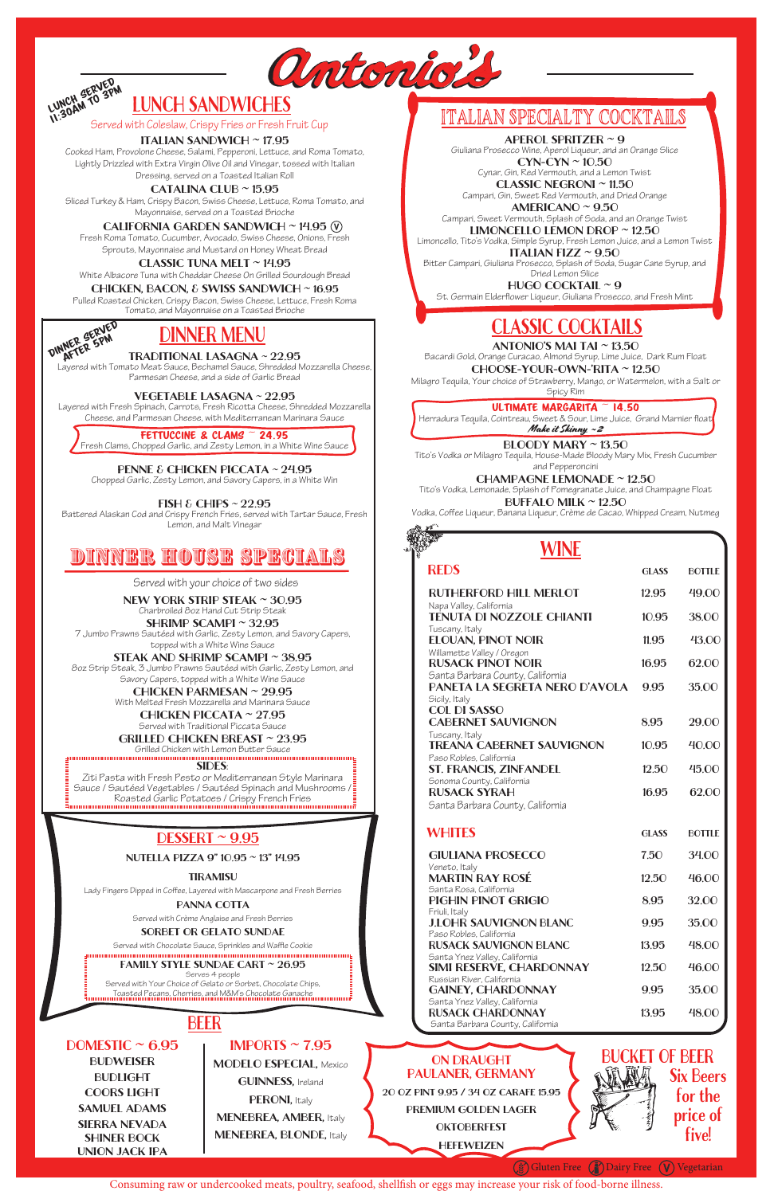# Antonio's

*LUNCH SERVED 11:30AM TO 3PM*

## LUNCH SANDWICHES

*Served with Coleslaw, Crispy Fries or Fresh Fruit Cup*

**ITALIAN SANDWICH ~ 17.95**
Cooked Ham, Provolone Cheese, Salami, Pepperoni, Lettuce, and Roma Tomato, Lightly Drizzled with Extra Virgin Olive Oil and Vinegar, tossed with Italian Dressing, served on a Toasted Italian Roll

**CATALINA CLUB ~ 15.95**
Sliced Turkey & Ham, Crispy Bacon, Swiss Cheese, Lettuce, Roma Tomato, and Mayonnaise, served on a Toasted Brioche

**CALIFORNIA GARDEN SANDWICH ~ 14.95 (V)**
Fresh Roma Tomato, Cucumber, Avocado, Swiss Cheese, Onions, Fresh Sprouts, Mayonnaise and Mustard on Honey Wheat Bread

**CLASSIC TUNA MELT ~ 14.95**
White Albacore Tuna with Cheddar Cheese On Grilled Sourdough Bread

**CHICKEN, BACON, & SWISS SANDWICH ~ 16.95**
Pulled Roasted Chicken, Crispy Bacon, Swiss Cheese, Lettuce, Fresh Roma Tomato, and Mayonnaise on a Toasted Brioche

*DINNER SERVED AFTER 5PM*

## DINNER MENU

**TRADITIONAL LASAGNA ~ 22.95**
Layered with Tomato Meat Sauce, Bechamel Sauce, Shredded Mozzarella Cheese, Parmesan Cheese, and a side of Garlic Bread

**VEGETABLE LASAGNA ~ 22.95**
Layered with Fresh Spinach, Carrots, Fresh Ricotta Cheese, Shredded Mozzarella Cheese, and Parmesan Cheese, with Mediterranean Marinara Sauce

**FETTUCCINE & CLAMS ~ 24.95**
Fresh Clams, Chopped Garlic, and Zesty Lemon, in a White Wine Sauce

**PENNE & CHICKEN PICCATA ~ 24.95**
Chopped Garlic, Zesty Lemon, and Savory Capers, in a White Win

**FISH & CHIPS ~ 22.95**
Battered Alaskan Cod and Crispy French Fries, served with Tartar Sauce, Fresh Lemon, and Malt Vinegar

## DINNER HOUSE SPECIALS

*Served with your choice of two sides*

**NEW YORK STRIP STEAK ~ 30.95**
Charbroiled 8oz Hand Cut Strip Steak

**SHRIMP SCAMPI ~ 32.95**
7 Jumbo Prawns Sautéed with Garlic, Zesty Lemon, and Savory Capers, topped with a White Wine Sauce

**STEAK AND SHRIMP SCAMPI ~ 38.95**
8oz Strip Steak, 3 Jumbo Prawns Sautéed with Garlic, Zesty Lemon, and Savory Capers, topped with a White Wine Sauce

**CHICKEN PARMESAN ~ 29.95**
With Melted Fresh Mozzarella and Marinara Sauce

**CHICKEN PICCATA ~ 27.95**
Served with Traditional Piccata Sauce

**GRILLED CHICKEN BREAST ~ 23.95**
Grilled Chicken with Lemon Butter Sauce

**SIDES:**
Ziti Pasta with Fresh Pesto or Mediterranean Style Marinara Sauce / Sautéed Vegetables / Sautéed Spinach and Mushrooms / Roasted Garlic Potatoes / Crispy French Fries

## DESSERT ~ 9.95

**NUTELLA PIZZA 9" 10.95 ~ 13" 14.95**

**TIRAMISU**
Lady Fingers Dipped in Coffee, Layered with Mascarpone and Fresh Berries

**PANNA COTTA**
Served with Crème Anglaise and Fresh Berries

**SORBET OR GELATO SUNDAE**
Served with Chocolate Sauce, Sprinkles and Waffle Cookie

**FAMILY STYLE SUNDAE CART ~ 26.95**
Serves 4 people
Served with Your Choice of Gelato or Sorbet, Chocolate Chips, Toasted Pecans, Cherries, and M&M's Chocolate Ganache

## ITALIAN SPECIALTY COCKTAILS

**APEROL SPRITZER ~ 9**
Giuliana Prosecco Wine, Aperol Liqueur, and an Orange Slice

**CYN-CYN ~ 10.50**
Cynar, Gin, Red Vermouth, and a Lemon Twist

**CLASSIC NEGRONI ~ 11.50**
Campari, Gin, Sweet Red Vermouth, and Dried Orange

**AMERICANO ~ 9.50**
Campari, Sweet Vermouth, Splash of Soda, and an Orange Twist

**LIMONCELLO LEMON DROP ~ 12.50**
Limoncello, Tito's Vodka, Simple Syrup, Fresh Lemon Juice, and a Lemon Twist

**ITALIAN FIZZ ~ 9.50**
Bitter Campari, Giuliana Prosecco, Splash of Soda, Sugar Cane Syrup, and Dried Lemon Slice

**HUGO COCKTAIL ~ 9**
St. Germain Elderflower Liqueur, Giuliana Prosecco, and Fresh Mint

## CLASSIC COCKTAILS

**ANTONIO'S MAI TAI ~ 13.50**
Bacardi Gold, Orange Curacao, Almond Syrup, Lime Juice, Dark Rum Float

**CHOOSE-YOUR-OWN-'RITA ~ 12.50**
Milagro Tequila, Your choice of Strawberry, Mango, or Watermelon, with a Salt or Spicy Rim

**ULTIMATE MARGARITA ~ 14.50**
Herradura Tequila, Cointreau, Sweet & Sour, Lime Juice, Grand Marnier float
*Make it Skinny ~2*

**BLOODY MARY ~ 13.50**
Tito's Vodka or Milagro Tequila, House-Made Bloody Mary Mix, Fresh Cucumber and Pepperoncini

**CHAMPAGNE LEMONADE ~ 12.50**
Tito's Vodka, Lemonade, Splash of Pomegranate Juice, and Champagne Float

**BUFFALO MILK ~ 12.50**
Vodka, Coffee Liqueur, Banana Liqueur, Crème de Cacao, Whipped Cream, Nutmeg

## WINE

### REDS

| REDS | GLASS | BOTTLE |
|---|---|---|
| **RUTHERFORD HILL MERLOT** Napa Valley, California | 12.95 | 49.00 |
| **TENUTA DI NOZZOLE CHIANTI** Tuscany, Italy | 10.95 | 38.00 |
| **ELOUAN, PINOT NOIR** Willamette Valley / Oregon | 11.95 | 43.00 |
| **RUSACK PINOT NOIR** Santa Barbara County, California | 16.95 | 62.00 |
| **PANETA LA SEGRETA NERO D'AVOLA** Sicily, Italy | 9.95 | 35.00 |
| **COL DI SASSO CABERNET SAUVIGNON** Tuscany, Italy | 8.95 | 29.00 |
| **TREANA CABERNET SAUVIGNON** Paso Robles, California | 10.95 | 40.00 |
| **ST. FRANCIS, ZINFANDEL** Sonoma County, California | 12.50 | 45.00 |
| **RUSACK SYRAH** Santa Barbara County, California | 16.95 | 62.00 |

### WHITES

| WHITES | GLASS | BOTTLE |
|---|---|---|
| **GIULIANA PROSECCO** Veneto, Italy | 7.50 | 34.00 |
| **MARTIN RAY ROSÉ** Santa Rosa, California | 12.50 | 46.00 |
| **PIGHIN PINOT GRIGIO** Friuli, Italy | 8.95 | 32.00 |
| **J.LOHR SAUVIGNON BLANC** Paso Robles, California | 9.95 | 35.00 |
| **RUSACK SAUVIGNON BLANC** Santa Ynez Valley, California | 13.95 | 48.00 |
| **SIMI RESERVE, CHARDONNAY** Russian River, California | 12.50 | 46.00 |
| **GAINEY, CHARDONNAY** Santa Ynez Valley, California | 9.95 | 35.00 |
| **RUSACK CHARDONNAY** Santa Barbara County, California | 13.95 | 48.00 |

## BEER

### DOMESTIC ~ 6.95
- BUDWEISER
- BUDLIGHT
- COORS LIGHT
- SAMUEL ADAMS
- SIERRA NEVADA
- SHINER BOCK
- UNION JACK IPA

### IMPORTS ~ 7.95
- **MODELO ESPECIAL**, Mexico
- **GUINNESS**, Ireland
- **PERONI**, Italy
- **MENEBREA, AMBER**, Italy
- **MENEBREA, BLONDE**, Italy

### ON DRAUGHT PAULANER, GERMANY
20 OZ PINT 9.95 / 34 OZ CARAFE 15.95
- PREMIUM GOLDEN LAGER
- OKTOBERFEST
- HEFEWEIZEN

### BUCKET OF BEER
Six Beers for the price of five!

(GF) Gluten Free (DF) Dairy Free (V) Vegetarian

Consuming raw or undercooked meats, poultry, seafood, shellfish or eggs may increase your risk of food-borne illness.